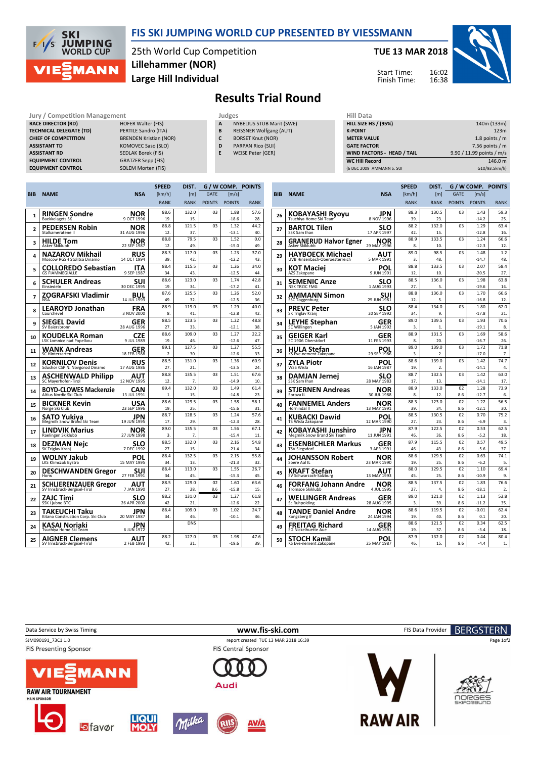# FIS SKI JUMPING WORLD CUP PRESENTED BY VIESSMANN

25th World Cup Competition
**Lillehammer (NOR)**
**Large Hill Individual**

**TUE 13 MAR 2018**

Start Time: 16:02
Finish Time: 16:38

# Results Trial Round

| Jury / Competition Management | |
|---|---|
| RACE DIRECTOR (RD) | HOFER Walter (FIS) |
| TECHNICAL DELEGATE (TD) | PERTILE Sandro (ITA) |
| CHIEF OF COMPETITION | BRENDEN Kristian (NOR) |
| ASSISTANT TD | KOMOVEC Saso (SLO) |
| ASSISTANT RD | SEDLAK Borek (FIS) |
| EQUIPMENT CONTROL | GRATZER Sepp (FIS) |
| EQUIPMENT CONTROL | SOLEM Morten (FIS) |

| Judges | |
|---|---|
| A | NYBELIUS STUB Marit (SWE) |
| B | REISSNER Wolfgang (AUT) |
| C | BORSET Knut (NOR) |
| D | PARPAN Rico (SUI) |
| E | WEISE Peter (GER) |

| Hill Data | |
|---|---|
| HILL SIZE HS / (95%) | 140m (133m) |
| K-POINT | 123m |
| METER VALUE | 1.8 points / m |
| GATE FACTOR | 7.56 points / m |
| WIND FACTORS - HEAD / TAIL | 9.90 / 11.99 points / m/s |
| WC Hill Record | 146.0 m |
| (6 DEC 2009 AMMANN S. SUI | G10/93.5km/h) |

| BIB | NAME | NSA | SPEED [km/h] | DIST. [m] | GATE | [m/s] | POINTS |
|---|---|---|---|---|---|---|---|
| | Club | Date of birth | RANK | RANK | POINTS | POINTS | RANK |
| 1 | RINGEN Sondre<br>Baekkelagets SK | NOR<br>9 OCT 1996 | 88.6<br>19. | 132.0<br>15. | 03 | 1.88<br>-18.6 | 57.6<br>28. |
| 2 | PEDERSEN Robin<br>Stalkameratene Il | NOR<br>31 AUG 1996 | 88.8<br>12. | 121.5<br>37. | 03 | 1.32<br>-13.1 | 44.2<br>40. |
| 3 | HILDE Tom<br>Asker Skiklubb | NOR<br>22 SEP 1987 | 88.8<br>12. | 79.5<br>49. | 03 | 1.52<br>-15.0 | 0.0<br>49. |
| 4 | NAZAROV Mikhail<br>Moscow RGSH Stolitsa Dinamo | RUS<br>14 OCT 1994 | 88.3<br>39. | 117.0<br>42. | 03 | 1.23<br>-12.2 | 37.0<br>43. |
| 5 | COLLOREDO Sebastian<br>GS FIAMMEGIALLE | ITA<br>9 SEP 1987 | 88.4<br>34. | 115.5<br>43. | 03 | 1.26<br>-12.5 | 34.0<br>44. |
| 6 | SCHULER Andreas<br>Einsiedeln | SUI<br>30 DEC 1995 | 88.6<br>19. | 123.0<br>34. | 03 | 1.74<br>-17.2 | 42.8<br>41. |
| 7 | ZOGRAFSKI Vladimir<br>NSA | BUL<br>14 JUL 1993 | 87.6<br>49. | 125.5<br>32. | 03 | 1.26<br>-12.5 | 52.0<br>36. |
| 8 | LEAROYD Jonathan<br>Courchevel | FRA<br>3 NOV 2000 | 88.9<br>8. | 119.0<br>41. | 03 | 1.29<br>-12.8 | 40.0<br>42. |
| 9 | SIEGEL David<br>SV Baiersbronn | GER<br>28 AUG 1996 | 88.5<br>27. | 123.5<br>33. | 03 | 1.22<br>-12.1 | 48.8<br>38. |
| 10 | KOUDELKA Roman<br>LSK Lomnice nad Popelkou | CZE<br>9 JUL 1989 | 88.6<br>19. | 109.0<br>46. | 03 | 1.27<br>-12.6 | 22.2<br>47. |
| 11 | WANK Andreas<br>SC Hinterzarten | GER<br>18 FEB 1988 | 89.1<br>2. | 127.5<br>30. | 03 | 1.27<br>-12.6 | 55.5<br>33. |
| 12 | KORNILOV Denis<br>Sdushor CSP N. Novgorod Dinamo | RUS<br>17 AUG 1986 | 88.5<br>27. | 131.0<br>21. | 03 | 1.36<br>-13.5 | 60.9<br>24. |
| 13 | ASCHENWALD Philipp<br>SC Mayerhofen-Tirol | AUT<br>12 NOV 1995 | 88.8<br>12. | 135.5<br>7. | 03 | 1.51<br>-14.9 | 67.6<br>10. |
| 14 | BOYD-CLOWES Mackenzie<br>Altius Nordic Ski Club | CAN<br>13 JUL 1991 | 89.4<br>1. | 132.0<br>15. | 03 | 1.49<br>-14.8 | 61.4<br>23. |
| 15 | BICKNER Kevin<br>Norge Ski Club | USA<br>23 SEP 1996 | 88.6<br>19. | 129.5<br>25. | 03 | 1.58<br>-15.6 | 56.1<br>31. |
| 16 | SATO Yukiya<br>Megmilk Snow Brand Ski Team | JPN<br>19 JUN 1995 | 88.7<br>17. | 128.5<br>29. | 03 | 1.24<br>-12.3 | 57.6<br>28. |
| 17 | LINDVIK Marius<br>Raelingen Skiklubb | NOR<br>27 JUN 1998 | 89.0<br>3. | 135.5<br>7. | 03 | 1.56<br>-15.4 | 67.1<br>11. |
| 18 | DEZMAN Nejc<br>SK Triglav Kranj | SLO<br>7 DEC 1992 | 88.5<br>27. | 132.0<br>15. | 03 | 2.16<br>-21.4 | 54.8<br>34. |
| 19 | WOLNY Jakub<br>LKS Klimczok Bystra | POL<br>15 MAY 1995 | 88.4<br>34. | 132.5<br>13. | 03 | 2.15<br>-21.3 | 55.8<br>32. |
| 20 | DESCHWANDEN Gregor<br>Horw | SUI<br>27 FEB 1991 | 88.4<br>34. | 113.0<br>45. | 03 | 1.55<br>-15.3 | 26.7<br>45. |
| 21 | SCHLIERENZAUER Gregor<br>SV Innsbruck-Bergisel-Tirol | AUT<br>7 JAN 1990 | 88.5<br>27. | 129.0<br>28. | 02<br>8.6 | 1.60<br>-15.8 | 63.6<br>15. |
| 22 | ZAJC Timi<br>SSK Ljubno BTC | SLO<br>26 APR 2000 | 88.2<br>42. | 131.0<br>21. | 03 | 1.27<br>-12.6 | 61.8<br>22. |
| 23 | TAKEUCHI Taku<br>Kitano Construction Corp. Ski Club | JPN<br>20 MAY 1987 | 88.4<br>34. | 109.0<br>46. | 03 | 1.02<br>-10.1 | 24.7<br>46. |
| 24 | KASAI Noriaki<br>Tsuchiya Home Ski Team | JPN<br>6 JUN 1972 | | DNS | | | |
| 25 | AIGNER Clemens<br>SV Innsbruck-Bergisel-Tirol | AUT<br>2 FEB 1993 | 88.2<br>42. | 127.0<br>31. | 03 | 1.98<br>-19.6 | 47.6<br>39. |
| 26 | KOBAYASHI Ryoyu<br>Tsuchiya Home Ski Team | JPN<br>8 NOV 1996 | 88.3<br>39. | 130.5<br>23. | 03 | 1.43<br>-14.2 | 59.3<br>25. |
| 27 | BARTOL Tilen<br>SSK Sam Ihan | SLO<br>17 APR 1997 | 88.2<br>42. | 132.0<br>15. | 03 | 1.29<br>-12.8 | 63.4<br>16. |
| 28 | GRANERUD Halvor Egner<br>Asker Skiklubb | NOR<br>29 MAY 1996 | 88.9<br>8. | 133.5<br>10. | 03 | 1.24<br>-12.3 | 66.6<br>12. |
| 29 | HAYBOECK Michael<br>UVB Hinzenbach-Oberoesterreich | AUT<br>5 MAR 1991 | 89.0<br>3. | 98.5<br>48. | 03 | 1.48<br>-14.7 | 1.2<br>48. |
| 30 | KOT Maciej<br>AZS Zakopane | POL<br>9 JUN 1991 | 88.8<br>12. | 133.5<br>10. | 03 | 2.07<br>-20.5 | 58.4<br>27. |
| 31 | SEMENIC Anze<br>NSK TRZIC FMG | SLO<br>1 AUG 1993 | 88.5<br>27. | 136.0<br>5. | 03 | 1.98<br>-19.6 | 63.8<br>14. |
| 32 | AMMANN Simon<br>SSC Toggenburg | SUI<br>25 JUN 1981 | 88.8<br>12. | 136.0<br>5. | 03 | 1.70<br>-16.8 | 66.6<br>12. |
| 33 | PREVC Peter<br>SK Triglav Kranj | SLO<br>20 SEP 1992 | 88.4<br>34. | 134.0<br>9. | 03 | 1.80<br>-17.8 | 62.0<br>21. |
| 34 | LEYHE Stephan<br>SC Willingen | GER<br>5 JAN 1992 | 89.0<br>3. | 139.5<br>1. | 03 | 1.93<br>-19.1 | 70.6<br>8. |
| 35 | GEIGER Karl<br>SC 1906 Oberstdorf | GER<br>11 FEB 1993 | 88.9<br>8. | 131.5<br>20. | 03 | 1.69<br>-16.7 | 58.6<br>26. |
| 36 | HULA Stefan<br>KS Eve-nement Zakopane | POL<br>29 SEP 1986 | 89.0<br>3. | 139.0<br>2. | 03 | 1.72<br>-17.0 | 71.8<br>7. |
| 37 | ZYLA Piotr<br>WSS Wisla | POL<br>16 JAN 1987 | 88.6<br>19. | 139.0<br>2. | 03 | 1.42<br>-14.1 | 74.7<br>4. |
| 38 | DAMJAN Jernej<br>SSK Sam Ihan | SLO<br>28 MAY 1983 | 88.7<br>17. | 132.5<br>13. | 03 | 1.42<br>-14.1 | 63.0<br>17. |
| 39 | STJERNEN Andreas<br>Sprova IL | NOR<br>30 JUL 1988 | 88.9<br>8. | 133.0<br>12. | 02<br>8.6 | 1.28<br>-12.7 | 73.9<br>6. |
| 40 | FANNEMEL Anders<br>Hornindal Il | NOR<br>13 MAY 1991 | 88.3<br>39. | 123.0<br>34. | 02<br>8.6 | 1.22<br>-12.1 | 56.5<br>30. |
| 41 | KUBACKI Dawid<br>TS Wisla Zakopane | POL<br>12 MAR 1990 | 88.5<br>27. | 130.5<br>23. | 02<br>8.6 | 0.70<br>-6.9 | 75.2<br>3. |
| 42 | KOBAYASHI Junshiro<br>Megmilk Snow Brand Ski Team | JPN<br>11 JUN 1991 | 87.9<br>46. | 122.5<br>36. | 02<br>8.6 | 0.53<br>-5.2 | 62.5<br>18. |
| 43 | EISENBICHLER Markus<br>TSV Siegsdorf | GER<br>3 APR 1991 | 87.9<br>46. | 115.5<br>43. | 02<br>8.6 | 0.57<br>-5.6 | 49.5<br>37. |
| 44 | JOHANSSON Robert<br>Soere Aal IL | NOR<br>23 MAR 1990 | 88.6<br>19. | 129.5<br>25. | 02<br>8.6 | 0.63<br>-6.2 | 74.1<br>5. |
| 45 | KRAFT Stefan<br>SV Schwarzach-Salzburg | AUT<br>13 MAY 1993 | 88.0<br>45. | 129.5<br>25. | 02<br>8.6 | 1.10<br>-10.9 | 69.4<br>9. |
| 46 | FORFANG Johann Andre<br>Tromsoe Skiklubb | NOR<br>4 JUL 1995 | 88.5<br>27. | 137.5<br>4. | 02<br>8.6 | 1.83<br>-18.1 | 76.6<br>2. |
| 47 | WELLINGER Andreas<br>Sc Ruhpolding | GER<br>28 AUG 1995 | 89.0<br>3. | 121.0<br>39. | 02<br>8.6 | 1.13<br>-11.2 | 53.8<br>35. |
| 48 | TANDE Daniel Andre<br>Kongsberg If | NOR<br>24 JAN 1994 | 88.6<br>19. | 119.5<br>40. | 02<br>8.6 | -0.01<br>0.1 | 62.4<br>20. |
| 49 | FREITAG Richard<br>SG Nickelhuette Aue | GER<br>14 AUG 1991 | 88.6<br>19. | 121.5<br>37. | 02<br>8.6 | 0.34<br>-3.4 | 62.5<br>18. |
| 50 | STOCH Kamil<br>KS Eve-nement Zakopane | POL<br>25 MAY 1987 | 87.9<br>46. | 132.0<br>15. | 02<br>8.6 | 0.44<br>-4.4 | 80.4<br>1. |

Data Service by Swiss Timing — www.fis-ski.com — FIS Data Provider BERGSTERN

SJM090191_73C1 1.0 — report created TUE 13 MAR 2018 16:39

FIS Presenting Sponsor — FIS Central Sponsor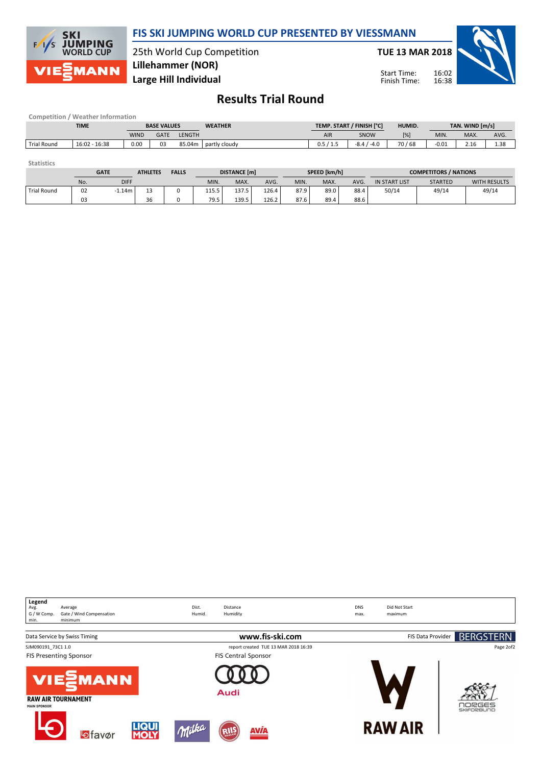# FIS SKI JUMPING WORLD CUP PRESENTED BY VIESSMANN

25th World Cup Competition
**Lillehammer (NOR)**
**Large Hill Individual**

**TUE 13 MAR 2018**

Start Time: 16:02
Finish Time: 16:38

## Results Trial Round

Competition / Weather Information

| | TIME | BASE VALUES | | | WEATHER | TEMP. START / FINISH [°C] | | HUMID. | TAN. WIND [m/s] | | |
|---|---|---|---|---|---|---|---|---|---|---|---|
| | | WIND | GATE | LENGTH | | AIR | SNOW | [%] | MIN. | MAX. | AVG. |
| Trial Round | 16:02 - 16:38 | 0.00 | 03 | 85.04m | partly cloudy | 0.5 / 1.5 | -8.4 / -4.0 | 70 / 68 | -0.01 | 2.16 | 1.38 |

Statistics

| | GATE | | ATHLETES | FALLS | DISTANCE [m] | | | SPEED [km/h] | | | COMPETITORS / NATIONS | | |
|---|---|---|---|---|---|---|---|---|---|---|---|---|---|
| | No. | DIFF | | | MIN. | MAX. | AVG. | MIN. | MAX. | AVG. | IN START LIST | STARTED | WITH RESULTS |
| Trial Round | 02 | -1.14m | 13 | 0 | 115.5 | 137.5 | 126.4 | 87.9 | 89.0 | 88.4 | 50/14 | 49/14 | 49/14 |
| | 03 | | 36 | 0 | 79.5 | 139.5 | 126.2 | 87.6 | 89.4 | 88.6 | | | |

**Legend**

| | | | | | |
|---|---|---|---|---|---|
| Avg. | Average | Dist. | Distance | DNS | Did Not Start |
| G / W Comp. | Gate / Wind Compensation | Humid. | Humidity | max. | maximum |
| min. | minimum | | | | |

Data Service by Swiss Timing — www.fis-ski.com — FIS Data Provider BERGSTERN

SJM090191_73C1 1.0 — report created TUE 13 MAR 2018 16:39

FIS Presenting Sponsor — FIS Central Sponsor

VIESSMANN RAW AIR TOURNAMENT MAIN SPONSOR — Audi — RAW AIR — NORGES SKIFORBUND

favør — LIQUI MOLY — Milka — RUS — AVIA